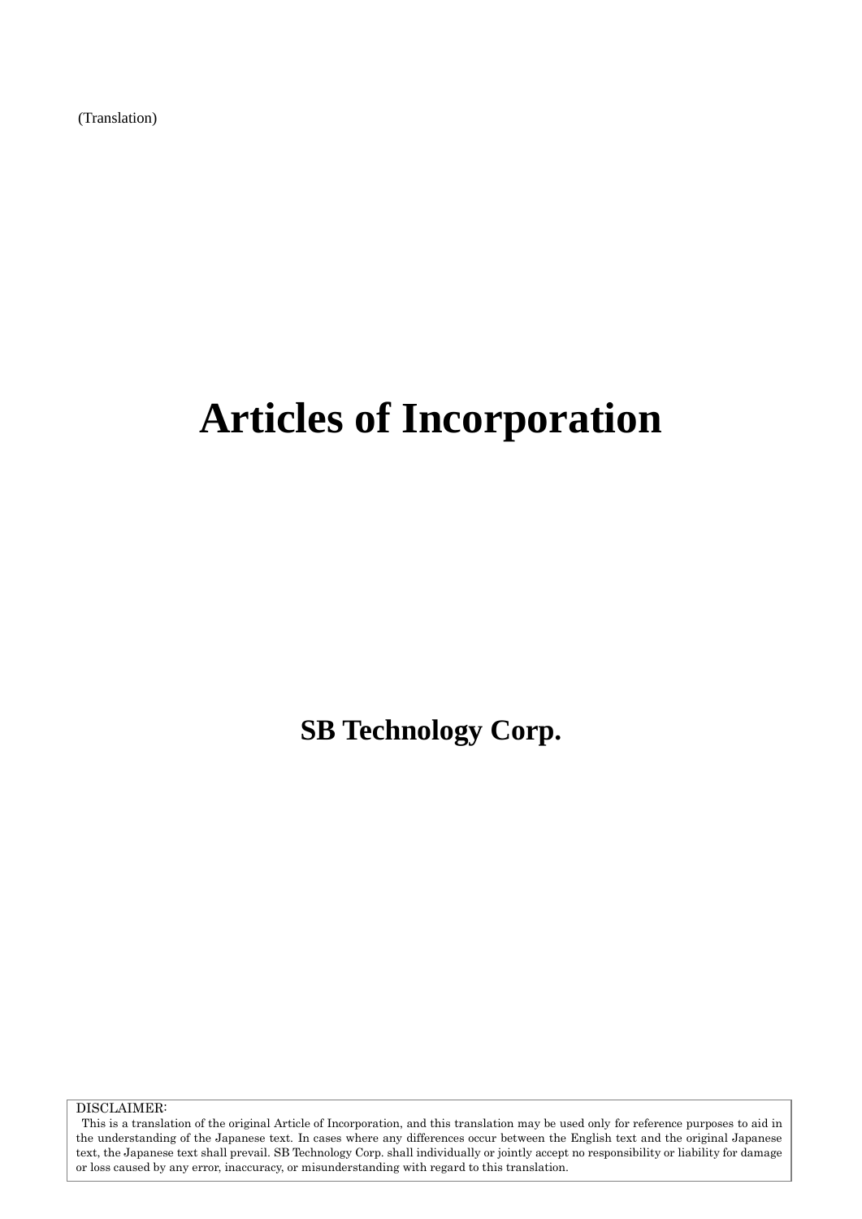(Translation)

# Articles of Incorporation

**SB Technology Corp.**

DISCLAIMER:
This is a translation of the original Article of Incorporation, and this translation may be used only for reference purposes to aid in the understanding of the Japanese text. In cases where any differences occur between the English text and the original Japanese text, the Japanese text shall prevail. SB Technology Corp. shall individually or jointly accept no responsibility or liability for damage or loss caused by any error, inaccuracy, or misunderstanding with regard to this translation.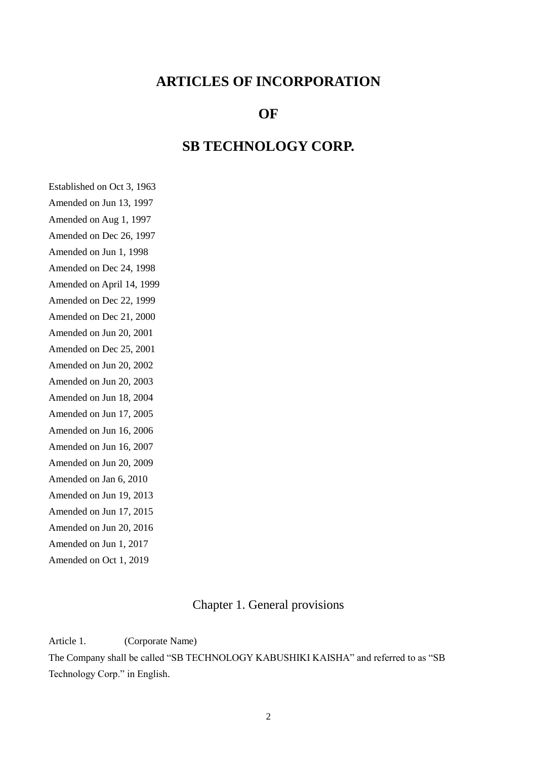# ARTICLES OF INCORPORATION

# OF

# SB TECHNOLOGY CORP.

Established on Oct 3, 1963
Amended on Jun 13, 1997
Amended on Aug 1, 1997
Amended on Dec 26, 1997
Amended on Jun 1, 1998
Amended on Dec 24, 1998
Amended on April 14, 1999
Amended on Dec 22, 1999
Amended on Dec 21, 2000
Amended on Jun 20, 2001
Amended on Dec 25, 2001
Amended on Jun 20, 2002
Amended on Jun 20, 2003
Amended on Jun 18, 2004
Amended on Jun 17, 2005
Amended on Jun 16, 2006
Amended on Jun 16, 2007
Amended on Jun 20, 2009
Amended on Jan 6, 2010
Amended on Jun 19, 2013
Amended on Jun 17, 2015
Amended on Jun 20, 2016
Amended on Jun 1, 2017
Amended on Oct 1, 2019

## Chapter 1. General provisions

Article 1. (Corporate Name)

The Company shall be called "SB TECHNOLOGY KABUSHIKI KAISHA" and referred to as "SB Technology Corp." in English.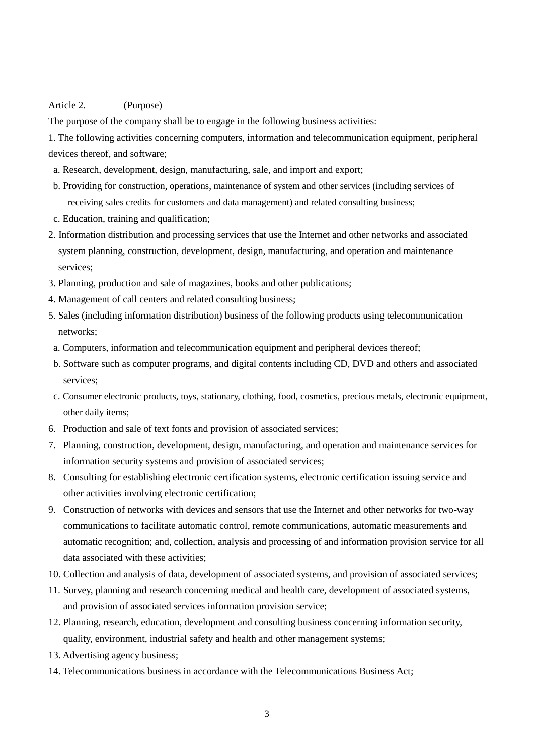Article 2. (Purpose)

The purpose of the company shall be to engage in the following business activities:

1. The following activities concerning computers, information and telecommunication equipment, peripheral devices thereof, and software;
   a. Research, development, design, manufacturing, sale, and import and export;
   b. Providing for construction, operations, maintenance of system and other services (including services of receiving sales credits for customers and data management) and related consulting business;
   c. Education, training and qualification;
2. Information distribution and processing services that use the Internet and other networks and associated system planning, construction, development, design, manufacturing, and operation and maintenance services;
3. Planning, production and sale of magazines, books and other publications;
4. Management of call centers and related consulting business;
5. Sales (including information distribution) business of the following products using telecommunication networks;
   a. Computers, information and telecommunication equipment and peripheral devices thereof;
   b. Software such as computer programs, and digital contents including CD, DVD and others and associated services;
   c. Consumer electronic products, toys, stationary, clothing, food, cosmetics, precious metals, electronic equipment, other daily items;
6. Production and sale of text fonts and provision of associated services;
7. Planning, construction, development, design, manufacturing, and operation and maintenance services for information security systems and provision of associated services;
8. Consulting for establishing electronic certification systems, electronic certification issuing service and other activities involving electronic certification;
9. Construction of networks with devices and sensors that use the Internet and other networks for two-way communications to facilitate automatic control, remote communications, automatic measurements and automatic recognition; and, collection, analysis and processing of and information provision service for all data associated with these activities;
10. Collection and analysis of data, development of associated systems, and provision of associated services;
11. Survey, planning and research concerning medical and health care, development of associated systems, and provision of associated services information provision service;
12. Planning, research, education, development and consulting business concerning information security, quality, environment, industrial safety and health and other management systems;
13. Advertising agency business;
14. Telecommunications business in accordance with the Telecommunications Business Act;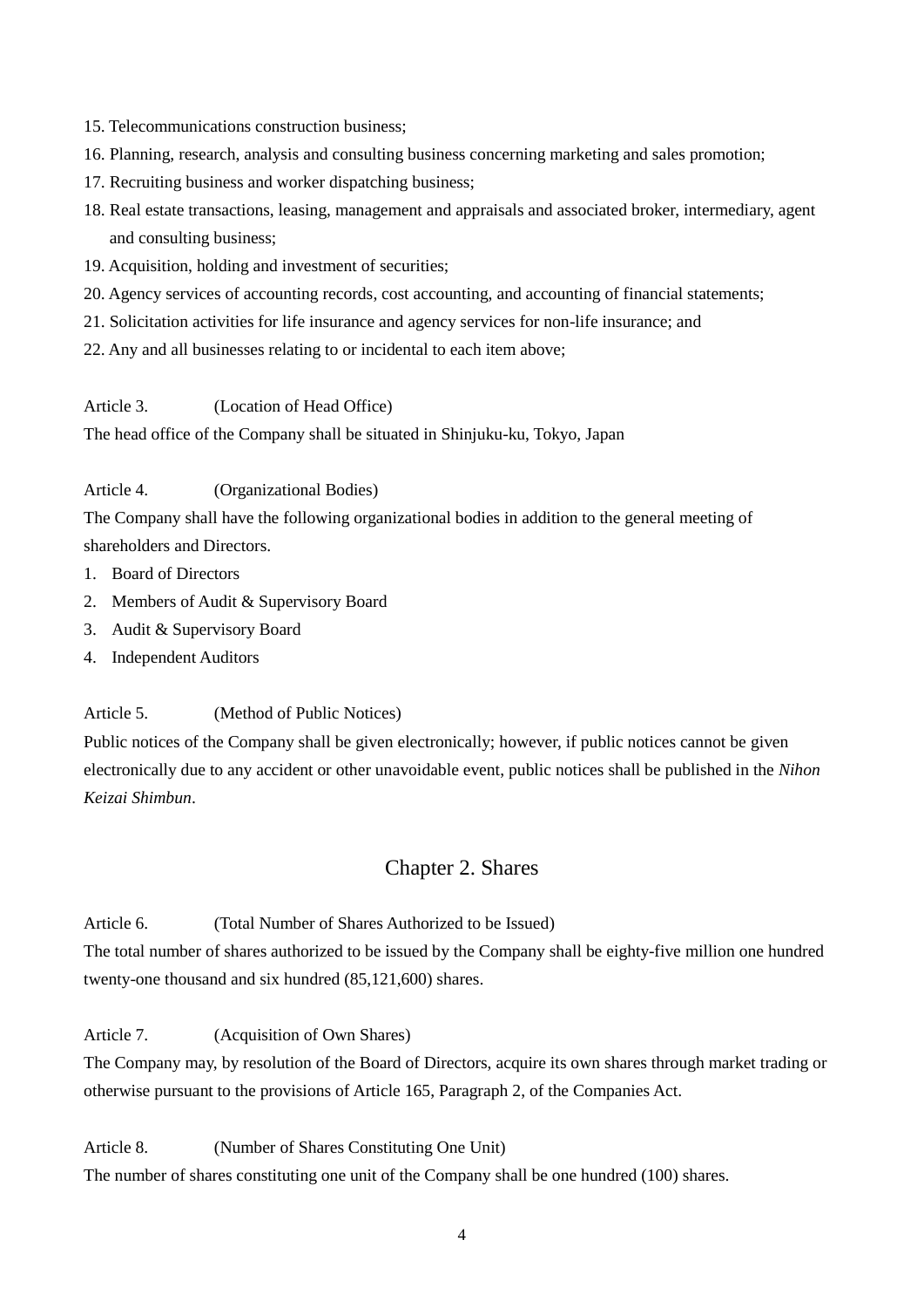15. Telecommunications construction business;
16. Planning, research, analysis and consulting business concerning marketing and sales promotion;
17. Recruiting business and worker dispatching business;
18. Real estate transactions, leasing, management and appraisals and associated broker, intermediary, agent and consulting business;
19. Acquisition, holding and investment of securities;
20. Agency services of accounting records, cost accounting, and accounting of financial statements;
21. Solicitation activities for life insurance and agency services for non-life insurance; and
22. Any and all businesses relating to or incidental to each item above;

Article 3. (Location of Head Office)

The head office of the Company shall be situated in Shinjuku-ku, Tokyo, Japan

Article 4. (Organizational Bodies)

The Company shall have the following organizational bodies in addition to the general meeting of shareholders and Directors.

1. Board of Directors
2. Members of Audit & Supervisory Board
3. Audit & Supervisory Board
4. Independent Auditors

Article 5. (Method of Public Notices)

Public notices of the Company shall be given electronically; however, if public notices cannot be given electronically due to any accident or other unavoidable event, public notices shall be published in the *Nihon Keizai Shimbun*.

## Chapter 2. Shares

Article 6. (Total Number of Shares Authorized to be Issued)

The total number of shares authorized to be issued by the Company shall be eighty-five million one hundred twenty-one thousand and six hundred (85,121,600) shares.

Article 7. (Acquisition of Own Shares)

The Company may, by resolution of the Board of Directors, acquire its own shares through market trading or otherwise pursuant to the provisions of Article 165, Paragraph 2, of the Companies Act.

Article 8. (Number of Shares Constituting One Unit)

The number of shares constituting one unit of the Company shall be one hundred (100) shares.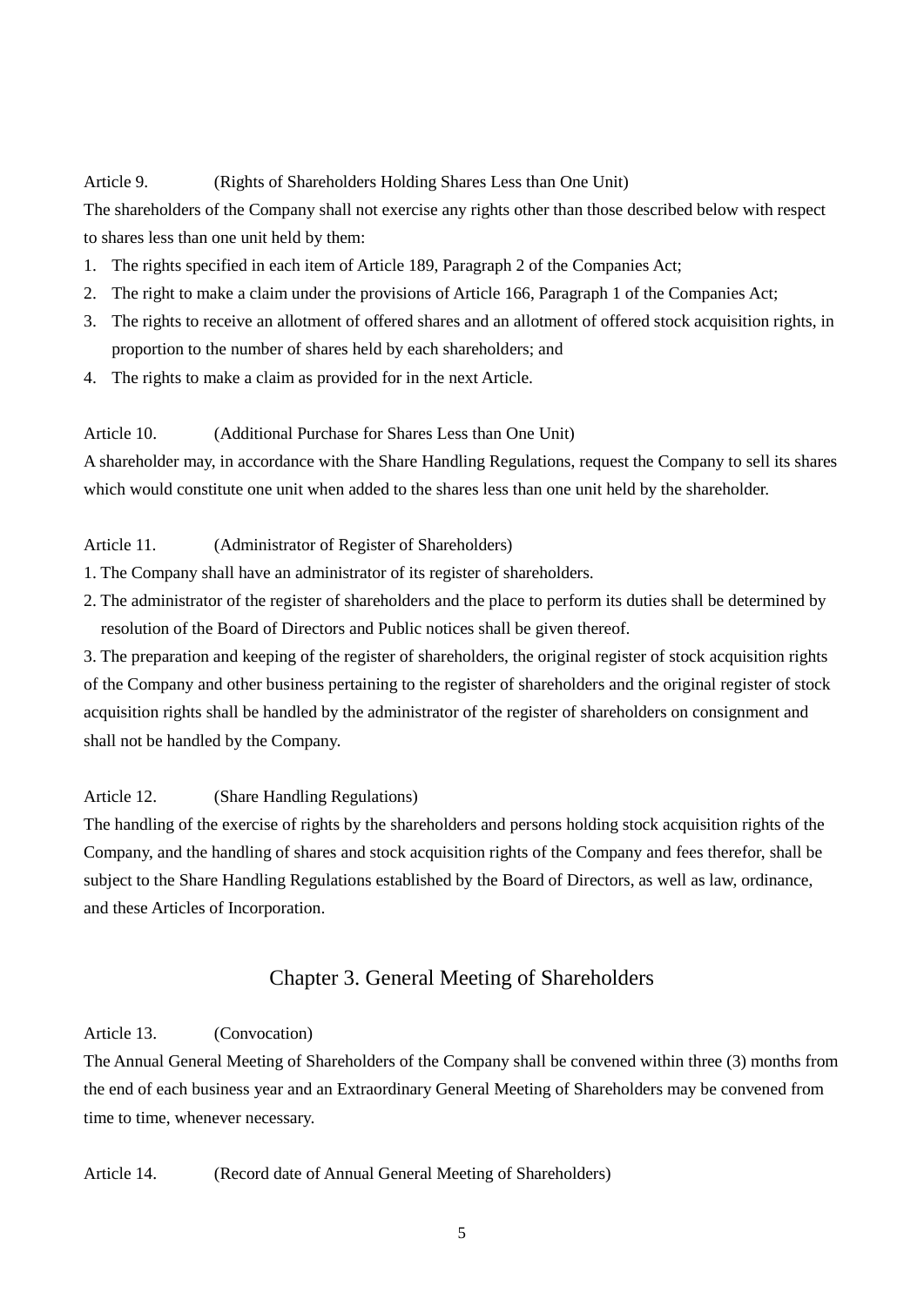Article 9. (Rights of Shareholders Holding Shares Less than One Unit)

The shareholders of the Company shall not exercise any rights other than those described below with respect to shares less than one unit held by them:

1. The rights specified in each item of Article 189, Paragraph 2 of the Companies Act;
2. The right to make a claim under the provisions of Article 166, Paragraph 1 of the Companies Act;
3. The rights to receive an allotment of offered shares and an allotment of offered stock acquisition rights, in proportion to the number of shares held by each shareholders; and
4. The rights to make a claim as provided for in the next Article.

Article 10. (Additional Purchase for Shares Less than One Unit)

A shareholder may, in accordance with the Share Handling Regulations, request the Company to sell its shares which would constitute one unit when added to the shares less than one unit held by the shareholder.

Article 11. (Administrator of Register of Shareholders)

1. The Company shall have an administrator of its register of shareholders.
2. The administrator of the register of shareholders and the place to perform its duties shall be determined by resolution of the Board of Directors and Public notices shall be given thereof.
3. The preparation and keeping of the register of shareholders, the original register of stock acquisition rights of the Company and other business pertaining to the register of shareholders and the original register of stock acquisition rights shall be handled by the administrator of the register of shareholders on consignment and shall not be handled by the Company.

Article 12. (Share Handling Regulations)

The handling of the exercise of rights by the shareholders and persons holding stock acquisition rights of the Company, and the handling of shares and stock acquisition rights of the Company and fees therefor, shall be subject to the Share Handling Regulations established by the Board of Directors, as well as law, ordinance, and these Articles of Incorporation.

## Chapter 3. General Meeting of Shareholders

Article 13. (Convocation)

The Annual General Meeting of Shareholders of the Company shall be convened within three (3) months from the end of each business year and an Extraordinary General Meeting of Shareholders may be convened from time to time, whenever necessary.

Article 14. (Record date of Annual General Meeting of Shareholders)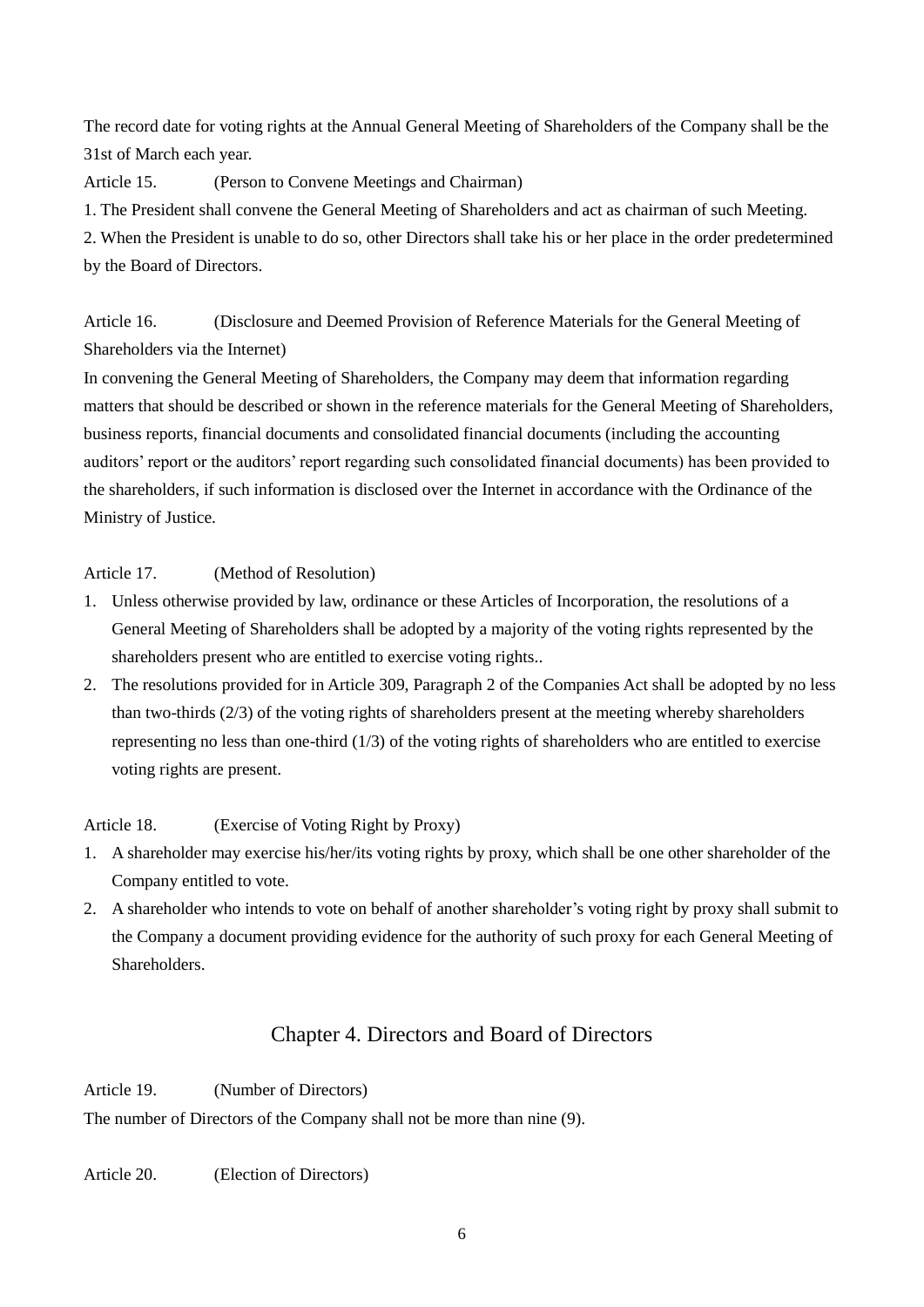The record date for voting rights at the Annual General Meeting of Shareholders of the Company shall be the 31st of March each year.

Article 15. (Person to Convene Meetings and Chairman)

1. The President shall convene the General Meeting of Shareholders and act as chairman of such Meeting.
2. When the President is unable to do so, other Directors shall take his or her place in the order predetermined by the Board of Directors.

Article 16. (Disclosure and Deemed Provision of Reference Materials for the General Meeting of Shareholders via the Internet)

In convening the General Meeting of Shareholders, the Company may deem that information regarding matters that should be described or shown in the reference materials for the General Meeting of Shareholders, business reports, financial documents and consolidated financial documents (including the accounting auditors' report or the auditors' report regarding such consolidated financial documents) has been provided to the shareholders, if such information is disclosed over the Internet in accordance with the Ordinance of the Ministry of Justice.

Article 17. (Method of Resolution)

1. Unless otherwise provided by law, ordinance or these Articles of Incorporation, the resolutions of a General Meeting of Shareholders shall be adopted by a majority of the voting rights represented by the shareholders present who are entitled to exercise voting rights..
2. The resolutions provided for in Article 309, Paragraph 2 of the Companies Act shall be adopted by no less than two-thirds (2/3) of the voting rights of shareholders present at the meeting whereby shareholders representing no less than one-third (1/3) of the voting rights of shareholders who are entitled to exercise voting rights are present.

Article 18. (Exercise of Voting Right by Proxy)

1. A shareholder may exercise his/her/its voting rights by proxy, which shall be one other shareholder of the Company entitled to vote.
2. A shareholder who intends to vote on behalf of another shareholder's voting right by proxy shall submit to the Company a document providing evidence for the authority of such proxy for each General Meeting of Shareholders.

## Chapter 4. Directors and Board of Directors

Article 19. (Number of Directors)

The number of Directors of the Company shall not be more than nine (9).

Article 20. (Election of Directors)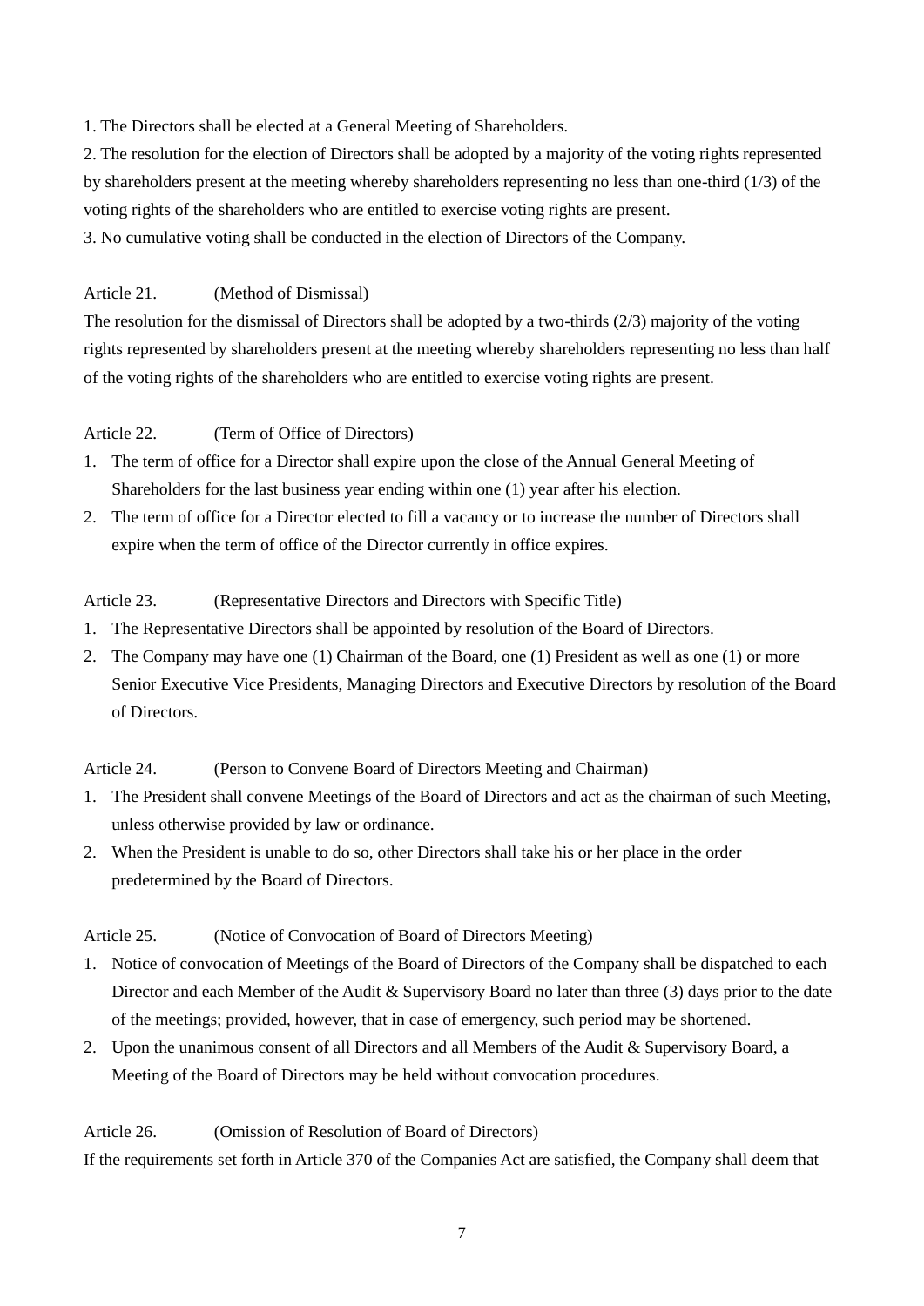1. The Directors shall be elected at a General Meeting of Shareholders.
2. The resolution for the election of Directors shall be adopted by a majority of the voting rights represented by shareholders present at the meeting whereby shareholders representing no less than one-third (1/3) of the voting rights of the shareholders who are entitled to exercise voting rights are present.
3. No cumulative voting shall be conducted in the election of Directors of the Company.

Article 21. (Method of Dismissal)

The resolution for the dismissal of Directors shall be adopted by a two-thirds (2/3) majority of the voting rights represented by shareholders present at the meeting whereby shareholders representing no less than half of the voting rights of the shareholders who are entitled to exercise voting rights are present.

Article 22. (Term of Office of Directors)

1. The term of office for a Director shall expire upon the close of the Annual General Meeting of Shareholders for the last business year ending within one (1) year after his election.
2. The term of office for a Director elected to fill a vacancy or to increase the number of Directors shall expire when the term of office of the Director currently in office expires.

Article 23. (Representative Directors and Directors with Specific Title)

1. The Representative Directors shall be appointed by resolution of the Board of Directors.
2. The Company may have one (1) Chairman of the Board, one (1) President as well as one (1) or more Senior Executive Vice Presidents, Managing Directors and Executive Directors by resolution of the Board of Directors.

Article 24. (Person to Convene Board of Directors Meeting and Chairman)

1. The President shall convene Meetings of the Board of Directors and act as the chairman of such Meeting, unless otherwise provided by law or ordinance.
2. When the President is unable to do so, other Directors shall take his or her place in the order predetermined by the Board of Directors.

Article 25. (Notice of Convocation of Board of Directors Meeting)

1. Notice of convocation of Meetings of the Board of Directors of the Company shall be dispatched to each Director and each Member of the Audit & Supervisory Board no later than three (3) days prior to the date of the meetings; provided, however, that in case of emergency, such period may be shortened.
2. Upon the unanimous consent of all Directors and all Members of the Audit & Supervisory Board, a Meeting of the Board of Directors may be held without convocation procedures.

Article 26. (Omission of Resolution of Board of Directors)

If the requirements set forth in Article 370 of the Companies Act are satisfied, the Company shall deem that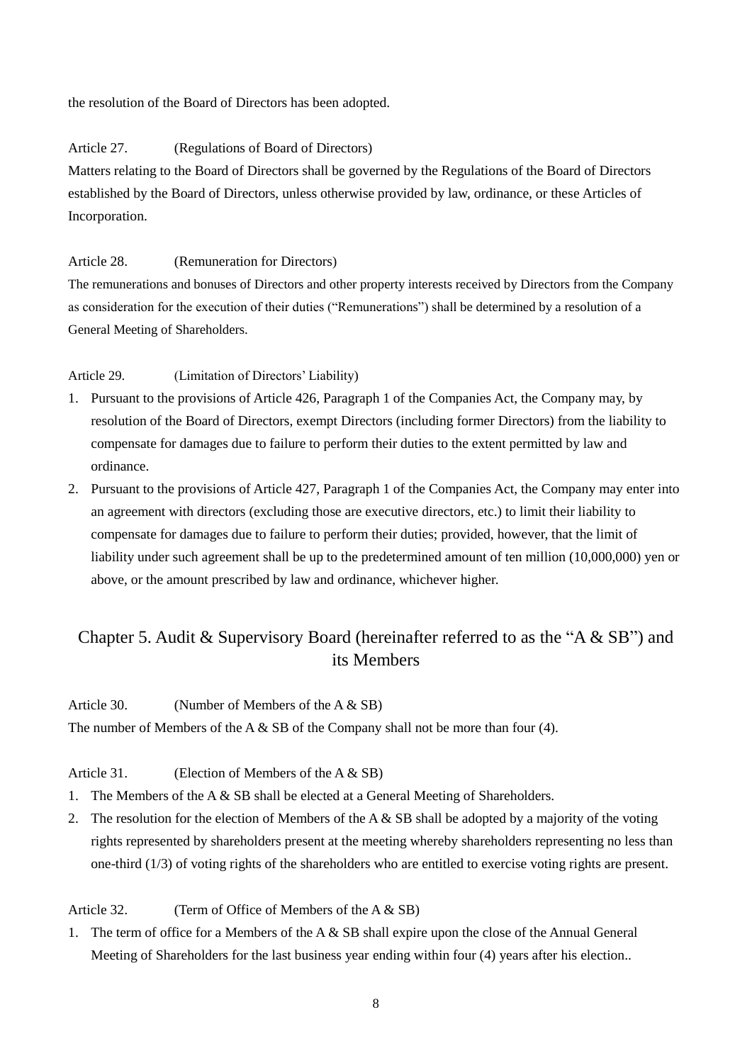the resolution of the Board of Directors has been adopted.

Article 27. (Regulations of Board of Directors)

Matters relating to the Board of Directors shall be governed by the Regulations of the Board of Directors established by the Board of Directors, unless otherwise provided by law, ordinance, or these Articles of Incorporation.

Article 28. (Remuneration for Directors)

The remunerations and bonuses of Directors and other property interests received by Directors from the Company as consideration for the execution of their duties ("Remunerations") shall be determined by a resolution of a General Meeting of Shareholders.

Article 29. (Limitation of Directors' Liability)

1. Pursuant to the provisions of Article 426, Paragraph 1 of the Companies Act, the Company may, by resolution of the Board of Directors, exempt Directors (including former Directors) from the liability to compensate for damages due to failure to perform their duties to the extent permitted by law and ordinance.
2. Pursuant to the provisions of Article 427, Paragraph 1 of the Companies Act, the Company may enter into an agreement with directors (excluding those are executive directors, etc.) to limit their liability to compensate for damages due to failure to perform their duties; provided, however, that the limit of liability under such agreement shall be up to the predetermined amount of ten million (10,000,000) yen or above, or the amount prescribed by law and ordinance, whichever higher.

## Chapter 5. Audit & Supervisory Board (hereinafter referred to as the "A & SB") and its Members

Article 30. (Number of Members of the A & SB)

The number of Members of the A & SB of the Company shall not be more than four (4).

Article 31. (Election of Members of the A & SB)

1. The Members of the A & SB shall be elected at a General Meeting of Shareholders.
2. The resolution for the election of Members of the A & SB shall be adopted by a majority of the voting rights represented by shareholders present at the meeting whereby shareholders representing no less than one-third (1/3) of voting rights of the shareholders who are entitled to exercise voting rights are present.

Article 32. (Term of Office of Members of the A & SB)

1. The term of office for a Members of the A & SB shall expire upon the close of the Annual General Meeting of Shareholders for the last business year ending within four (4) years after his election..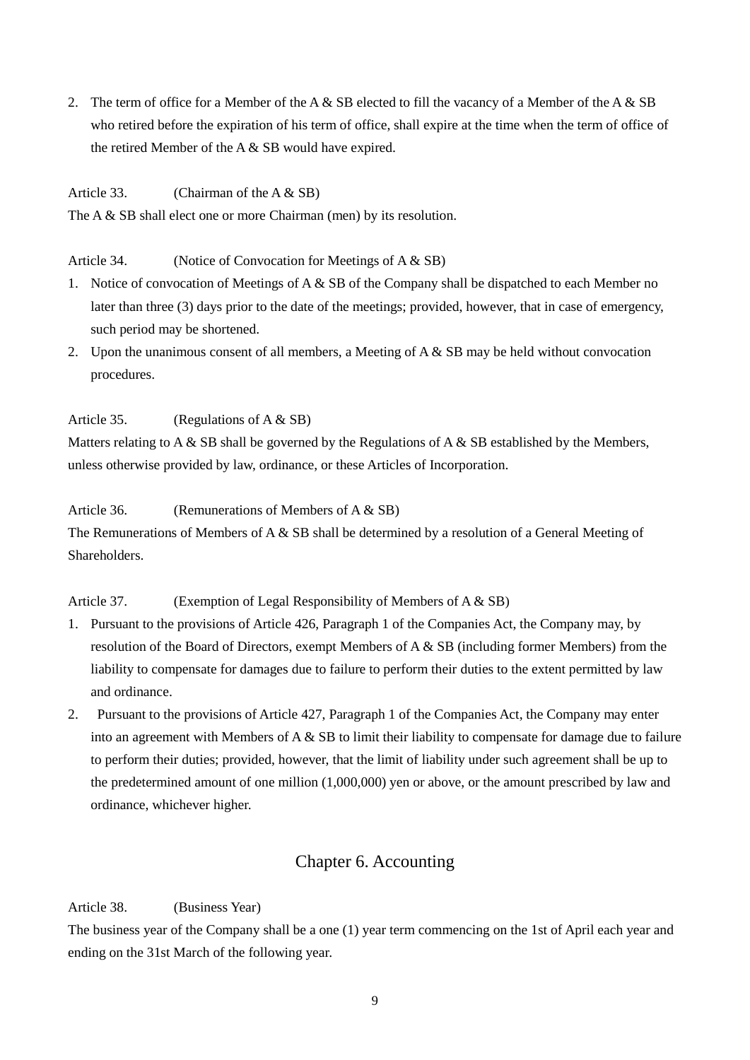2. The term of office for a Member of the A & SB elected to fill the vacancy of a Member of the A & SB who retired before the expiration of his term of office, shall expire at the time when the term of office of the retired Member of the A & SB would have expired.

Article 33. (Chairman of the A & SB)

The A & SB shall elect one or more Chairman (men) by its resolution.

Article 34. (Notice of Convocation for Meetings of A & SB)

1. Notice of convocation of Meetings of A & SB of the Company shall be dispatched to each Member no later than three (3) days prior to the date of the meetings; provided, however, that in case of emergency, such period may be shortened.
2. Upon the unanimous consent of all members, a Meeting of A & SB may be held without convocation procedures.

Article 35. (Regulations of A & SB)

Matters relating to A & SB shall be governed by the Regulations of A & SB established by the Members, unless otherwise provided by law, ordinance, or these Articles of Incorporation.

Article 36. (Remunerations of Members of A & SB)

The Remunerations of Members of A & SB shall be determined by a resolution of a General Meeting of Shareholders.

Article 37. (Exemption of Legal Responsibility of Members of A & SB)

1. Pursuant to the provisions of Article 426, Paragraph 1 of the Companies Act, the Company may, by resolution of the Board of Directors, exempt Members of A & SB (including former Members) from the liability to compensate for damages due to failure to perform their duties to the extent permitted by law and ordinance.
2. Pursuant to the provisions of Article 427, Paragraph 1 of the Companies Act, the Company may enter into an agreement with Members of A & SB to limit their liability to compensate for damage due to failure to perform their duties; provided, however, that the limit of liability under such agreement shall be up to the predetermined amount of one million (1,000,000) yen or above, or the amount prescribed by law and ordinance, whichever higher.

## Chapter 6. Accounting

Article 38. (Business Year)

The business year of the Company shall be a one (1) year term commencing on the 1st of April each year and ending on the 31st March of the following year.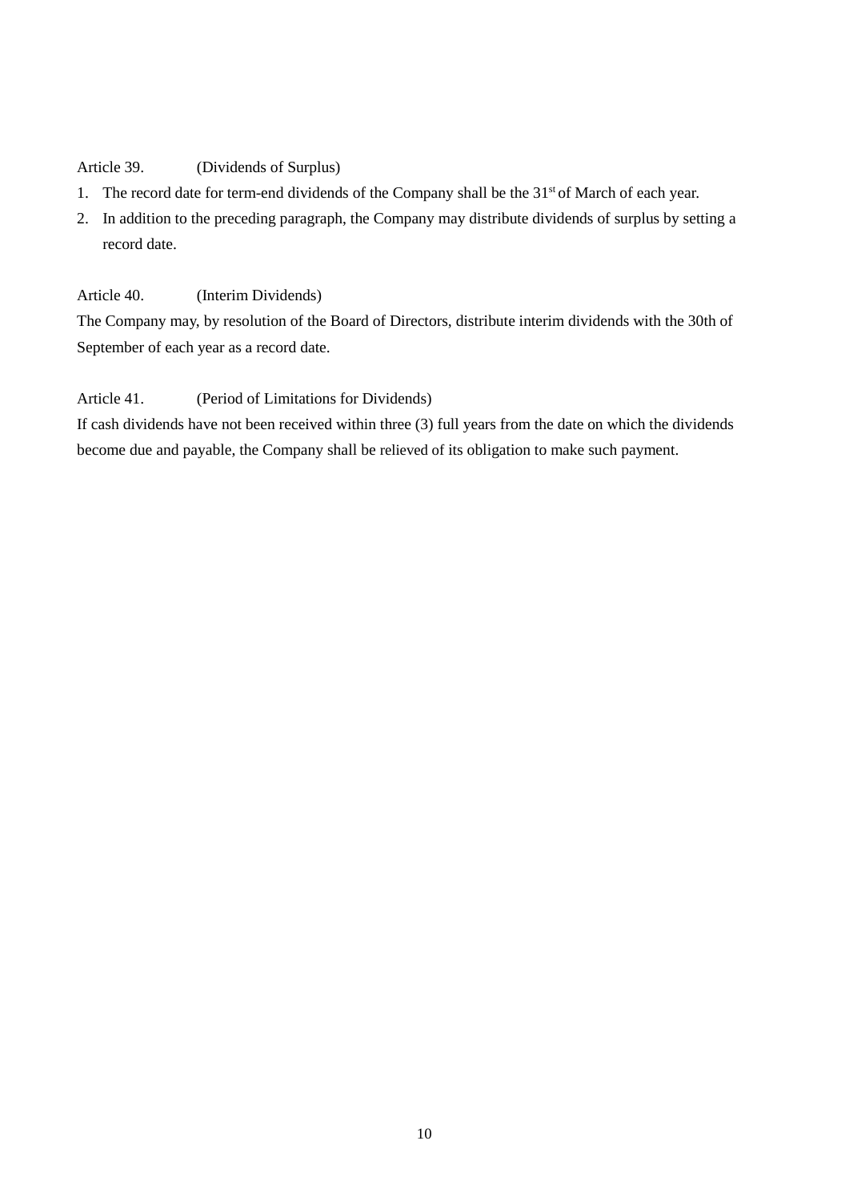Article 39. (Dividends of Surplus)

1. The record date for term-end dividends of the Company shall be the 31st of March of each year.
2. In addition to the preceding paragraph, the Company may distribute dividends of surplus by setting a record date.

Article 40. (Interim Dividends)

The Company may, by resolution of the Board of Directors, distribute interim dividends with the 30th of September of each year as a record date.

Article 41. (Period of Limitations for Dividends)

If cash dividends have not been received within three (3) full years from the date on which the dividends become due and payable, the Company shall be relieved of its obligation to make such payment.